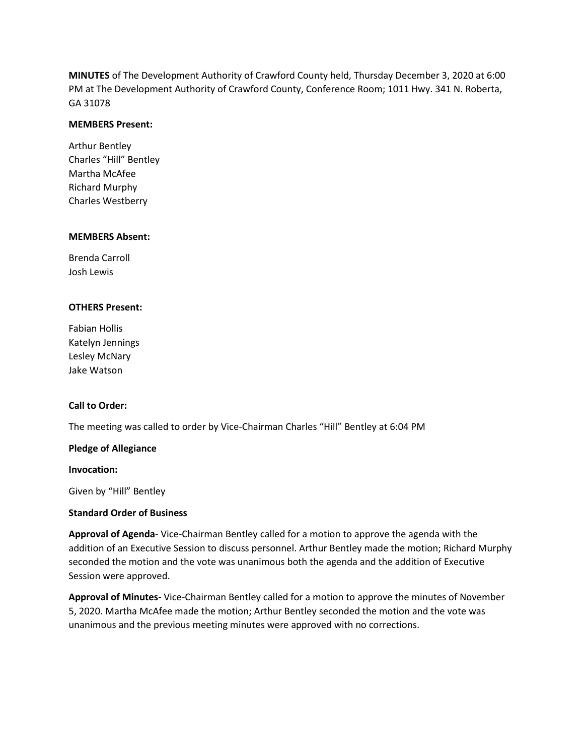**MINUTES** of The Development Authority of Crawford County held, Thursday December 3, 2020 at 6:00 PM at The Development Authority of Crawford County, Conference Room; 1011 Hwy. 341 N. Roberta, GA 31078

**MEMBERS Present:**

Arthur Bentley
Charles "Hill" Bentley
Martha McAfee
Richard Murphy
Charles Westberry

**MEMBERS Absent:**

Brenda Carroll
Josh Lewis

**OTHERS Present:**

Fabian Hollis
Katelyn Jennings
Lesley McNary
Jake Watson

**Call to Order:**

The meeting was called to order by Vice-Chairman Charles "Hill" Bentley at 6:04 PM

**Pledge of Allegiance**

**Invocation:**

Given by "Hill" Bentley

**Standard Order of Business**

**Approval of Agenda**- Vice-Chairman Bentley called for a motion to approve the agenda with the addition of an Executive Session to discuss personnel. Arthur Bentley made the motion; Richard Murphy seconded the motion and the vote was unanimous both the agenda and the addition of Executive Session were approved.

**Approval of Minutes-** Vice-Chairman Bentley called for a motion to approve the minutes of November 5, 2020. Martha McAfee made the motion; Arthur Bentley seconded the motion and the vote was unanimous and the previous meeting minutes were approved with no corrections.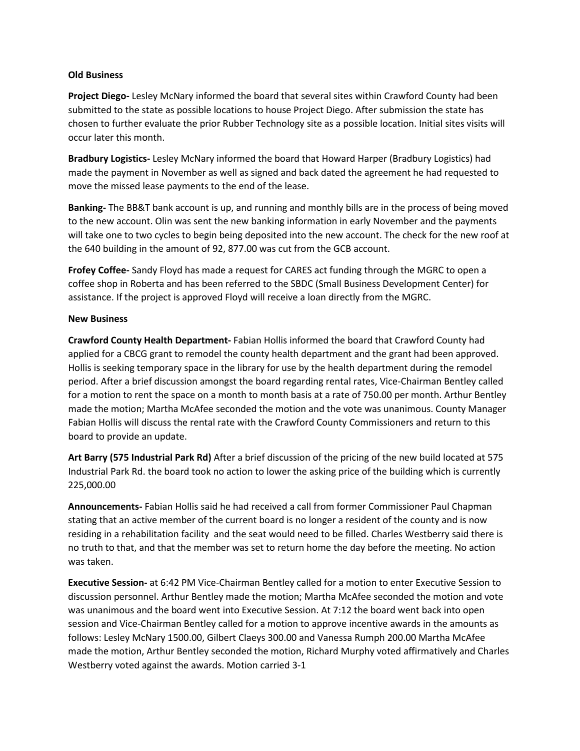**Old Business**

**Project Diego-** Lesley McNary informed the board that several sites within Crawford County had been submitted to the state as possible locations to house Project Diego. After submission the state has chosen to further evaluate the prior Rubber Technology site as a possible location. Initial sites visits will occur later this month.

**Bradbury Logistics-** Lesley McNary informed the board that Howard Harper (Bradbury Logistics) had made the payment in November as well as signed and back dated the agreement he had requested to move the missed lease payments to the end of the lease.

**Banking-** The BB&T bank account is up, and running and monthly bills are in the process of being moved to the new account. Olin was sent the new banking information in early November and the payments will take one to two cycles to begin being deposited into the new account. The check for the new roof at the 640 building in the amount of 92, 877.00 was cut from the GCB account.

**Frofey Coffee-** Sandy Floyd has made a request for CARES act funding through the MGRC to open a coffee shop in Roberta and has been referred to the SBDC (Small Business Development Center) for assistance. If the project is approved Floyd will receive a loan directly from the MGRC.

**New Business**

**Crawford County Health Department-** Fabian Hollis informed the board that Crawford County had applied for a CBCG grant to remodel the county health department and the grant had been approved. Hollis is seeking temporary space in the library for use by the health department during the remodel period. After a brief discussion amongst the board regarding rental rates, Vice-Chairman Bentley called for a motion to rent the space on a month to month basis at a rate of 750.00 per month. Arthur Bentley made the motion; Martha McAfee seconded the motion and the vote was unanimous. County Manager Fabian Hollis will discuss the rental rate with the Crawford County Commissioners and return to this board to provide an update.

**Art Barry (575 Industrial Park Rd)** After a brief discussion of the pricing of the new build located at 575 Industrial Park Rd. the board took no action to lower the asking price of the building which is currently 225,000.00

**Announcements-** Fabian Hollis said he had received a call from former Commissioner Paul Chapman stating that an active member of the current board is no longer a resident of the county and is now residing in a rehabilitation facility and the seat would need to be filled. Charles Westberry said there is no truth to that, and that the member was set to return home the day before the meeting. No action was taken.

**Executive Session-** at 6:42 PM Vice-Chairman Bentley called for a motion to enter Executive Session to discussion personnel. Arthur Bentley made the motion; Martha McAfee seconded the motion and vote was unanimous and the board went into Executive Session. At 7:12 the board went back into open session and Vice-Chairman Bentley called for a motion to approve incentive awards in the amounts as follows: Lesley McNary 1500.00, Gilbert Claeys 300.00 and Vanessa Rumph 200.00 Martha McAfee made the motion, Arthur Bentley seconded the motion, Richard Murphy voted affirmatively and Charles Westberry voted against the awards. Motion carried 3-1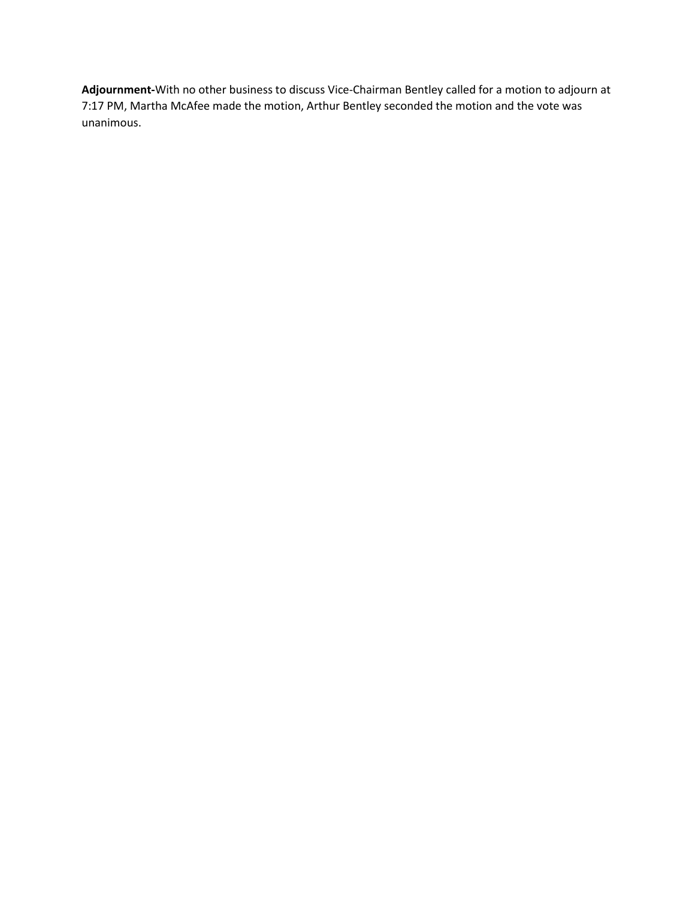**Adjournment-**With no other business to discuss Vice-Chairman Bentley called for a motion to adjourn at 7:17 PM, Martha McAfee made the motion, Arthur Bentley seconded the motion and the vote was unanimous.